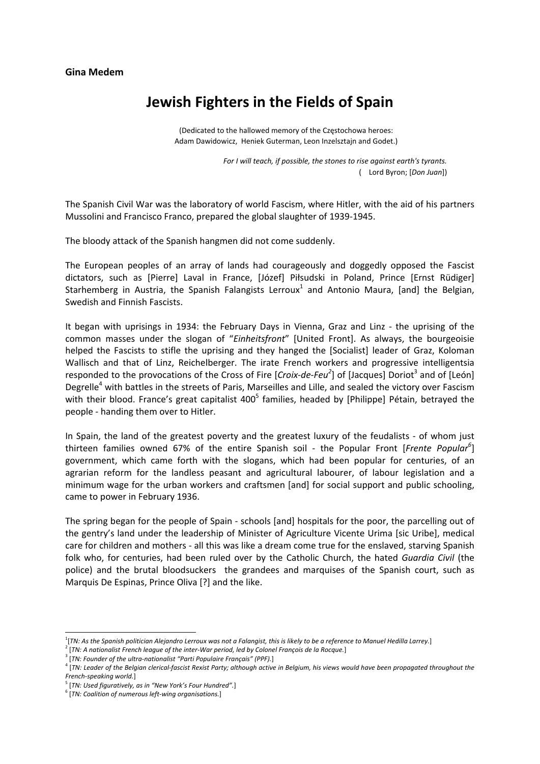**Gina Medem**

# Jewish Fighters in the Fields of Spain

(Dedicated to the hallowed memory of the Częstochowa heroes:
Adam Dawidowicz, Heniek Guterman, Leon Inzelsztajn and Godet.)

*For I will teach, if possible, the stones to rise against earth's tyrants.*
( Lord Byron; [*Don Juan*])

The Spanish Civil War was the laboratory of world Fascism, where Hitler, with the aid of his partners Mussolini and Francisco Franco, prepared the global slaughter of 1939-1945.

The bloody attack of the Spanish hangmen did not come suddenly.

The European peoples of an array of lands had courageously and doggedly opposed the Fascist dictators, such as [Pierre] Laval in France, [Józef] Piłsudski in Poland, Prince [Ernst Rüdiger] Starhemberg in Austria, the Spanish Falangists Lerroux[1] and Antonio Maura, [and] the Belgian, Swedish and Finnish Fascists.

It began with uprisings in 1934: the February Days in Vienna, Graz and Linz - the uprising of the common masses under the slogan of "*Einheitsfront*" [United Front]. As always, the bourgeoisie helped the Fascists to stifle the uprising and they hanged the [Socialist] leader of Graz, Koloman Wallisch and that of Linz, Reichelberger. The irate French workers and progressive intelligentsia responded to the provocations of the Cross of Fire [*Croix-de-Feu*[2]] of [Jacques] Doriot[3] and of [León] Degrelle[4] with battles in the streets of Paris, Marseilles and Lille, and sealed the victory over Fascism with their blood. France's great capitalist 400[5] families, headed by [Philippe] Pétain, betrayed the people - handing them over to Hitler.

In Spain, the land of the greatest poverty and the greatest luxury of the feudalists - of whom just thirteen families owned 67% of the entire Spanish soil - the Popular Front [*Frente Popular*[6]] government, which came forth with the slogans, which had been popular for centuries, of an agrarian reform for the landless peasant and agricultural labourer, of labour legislation and a minimum wage for the urban workers and craftsmen [and] for social support and public schooling, came to power in February 1936.

The spring began for the people of Spain - schools [and] hospitals for the poor, the parcelling out of the gentry's land under the leadership of Minister of Agriculture Vicente Urima [sic Uribe], medical care for children and mothers - all this was like a dream come true for the enslaved, starving Spanish folk who, for centuries, had been ruled over by the Catholic Church, the hated *Guardia Civil* (the police) and the brutal bloodsuckers the grandees and marquises of the Spanish court, such as Marquis De Espinas, Prince Oliva [?] and the like.

---

[1] [*TN: As the Spanish politician Alejandro Lerroux was not a Falangist, this is likely to be a reference to Manuel Hedilla Larrey.*]

[2] [*TN: A nationalist French league of the inter-War period, led by Colonel François de la Rocque.*]

[3] [*TN: Founder of the ultra-nationalist "Parti Populaire Français" (PPF).*]

[4] [*TN: Leader of the Belgian clerical-fascist Rexist Party; although active in Belgium, his views would have been propagated throughout the French-speaking world.*]

[5] [*TN: Used figuratively, as in "New York's Four Hundred".*]

[6] [*TN: Coalition of numerous left-wing organisations.*]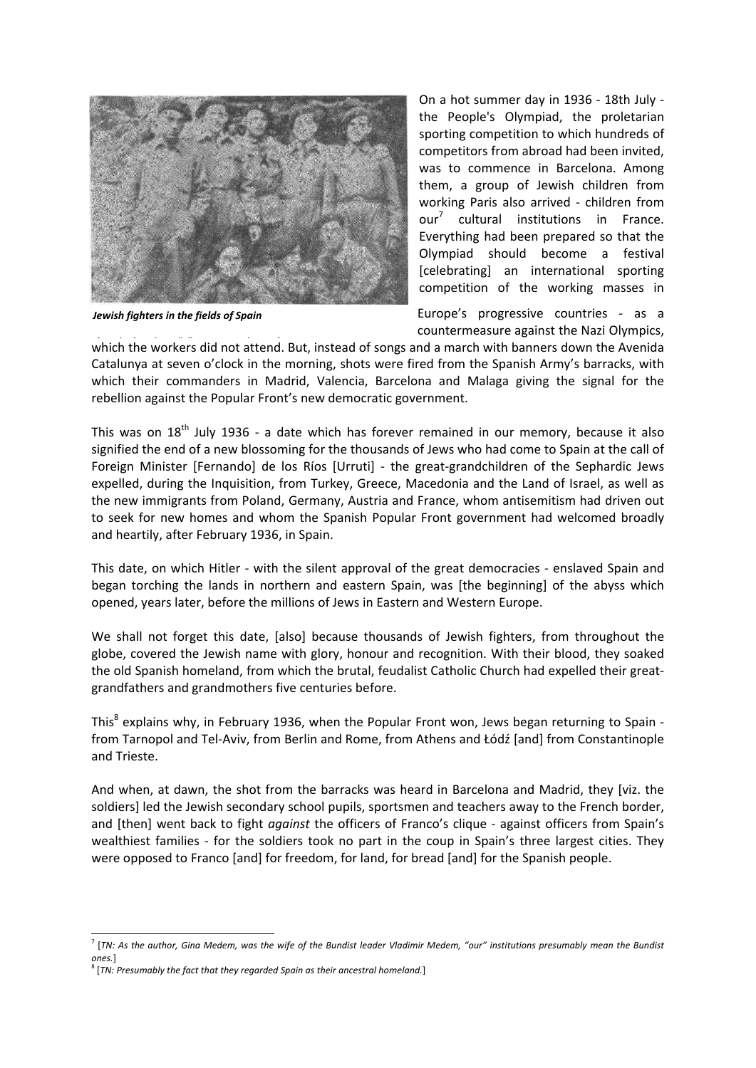*Jewish fighters in the fields of Spain*

On a hot summer day in 1936 - 18th July - the People's Olympiad, the proletarian sporting competition to which hundreds of competitors from abroad had been invited, was to commence in Barcelona. Among them, a group of Jewish children from working Paris also arrived - children from our[7] cultural institutions in France. Everything had been prepared so that the Olympiad should become a festival [celebrating] an international sporting competition of the working masses in Europe's progressive countries - as a countermeasure against the Nazi Olympics, which the workers did not attend. But, instead of songs and a march with banners down the Avenida Catalunya at seven o'clock in the morning, shots were fired from the Spanish Army's barracks, with which their commanders in Madrid, Valencia, Barcelona and Malaga giving the signal for the rebellion against the Popular Front's new democratic government.

This was on 18th July 1936 - a date which has forever remained in our memory, because it also signified the end of a new blossoming for the thousands of Jews who had come to Spain at the call of Foreign Minister [Fernando] de los Ríos [Urruti] - the great-grandchildren of the Sephardic Jews expelled, during the Inquisition, from Turkey, Greece, Macedonia and the Land of Israel, as well as the new immigrants from Poland, Germany, Austria and France, whom antisemitism had driven out to seek for new homes and whom the Spanish Popular Front government had welcomed broadly and heartily, after February 1936, in Spain.

This date, on which Hitler - with the silent approval of the great democracies - enslaved Spain and began torching the lands in northern and eastern Spain, was [the beginning] of the abyss which opened, years later, before the millions of Jews in Eastern and Western Europe.

We shall not forget this date, [also] because thousands of Jewish fighters, from throughout the globe, covered the Jewish name with glory, honour and recognition. With their blood, they soaked the old Spanish homeland, from which the brutal, feudalist Catholic Church had expelled their great-grandfathers and grandmothers five centuries before.

This[8] explains why, in February 1936, when the Popular Front won, Jews began returning to Spain - from Tarnopol and Tel-Aviv, from Berlin and Rome, from Athens and Łódź [and] from Constantinople and Trieste.

And when, at dawn, the shot from the barracks was heard in Barcelona and Madrid, they [viz. the soldiers] led the Jewish secondary school pupils, sportsmen and teachers away to the French border, and [then] went back to fight *against* the officers of Franco's clique - against officers from Spain's wealthiest families - for the soldiers took no part in the coup in Spain's three largest cities. They were opposed to Franco [and] for freedom, for land, for bread [and] for the Spanish people.

---

[7] [*TN: As the author, Gina Medem, was the wife of the Bundist leader Vladimir Medem, "our" institutions presumably mean the Bundist ones.*]

[8] [*TN: Presumably the fact that they regarded Spain as their ancestral homeland.*]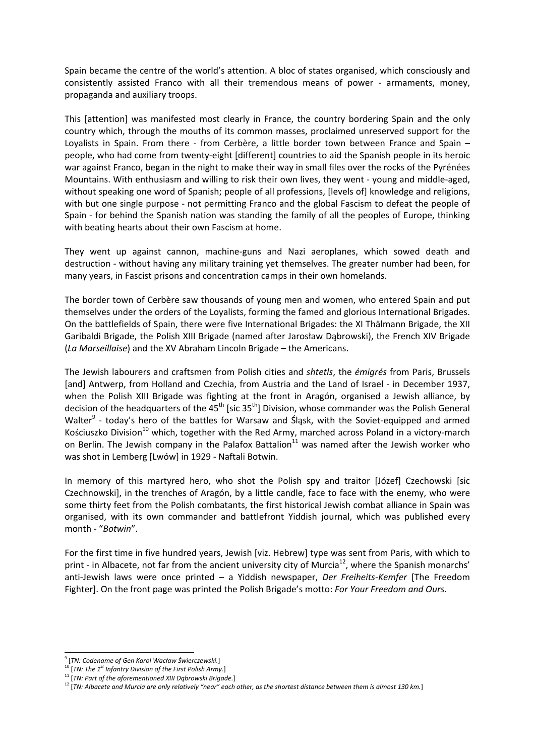Spain became the centre of the world's attention. A bloc of states organised, which consciously and consistently assisted Franco with all their tremendous means of power - armaments, money, propaganda and auxiliary troops.

This [attention] was manifested most clearly in France, the country bordering Spain and the only country which, through the mouths of its common masses, proclaimed unreserved support for the Loyalists in Spain. Through there - from Cerbère, a little border town between France and Spain – people, who had come from twenty-eight [different] countries to aid the Spanish people in its heroic war against Franco, began in the night to make their way in small files over the rocks of the Pyrénées Mountains. With enthusiasm and willing to risk their own lives, they went - young and middle-aged, without speaking one word of Spanish; people of all professions, [levels of] knowledge and religions, with but one single purpose - not permitting Franco and the global Fascism to defeat the people of Spain - for behind the Spanish nation was standing the family of all the peoples of Europe, thinking with beating hearts about their own Fascism at home.

They went up against cannon, machine-guns and Nazi aeroplanes, which sowed death and destruction - without having any military training yet themselves. The greater number had been, for many years, in Fascist prisons and concentration camps in their own homelands.

The border town of Cerbère saw thousands of young men and women, who entered Spain and put themselves under the orders of the Loyalists, forming the famed and glorious International Brigades. On the battlefields of Spain, there were five International Brigades: the XI Thälmann Brigade, the XII Garibaldi Brigade, the Polish XIII Brigade (named after Jarosław Dąbrowski), the French XIV Brigade (*La Marseillaise*) and the XV Abraham Lincoln Brigade – the Americans.

The Jewish labourers and craftsmen from Polish cities and *shtetls*, the *émigrés* from Paris, Brussels [and] Antwerp, from Holland and Czechia, from Austria and the Land of Israel - in December 1937, when the Polish XIII Brigade was fighting at the front in Aragón, organised a Jewish alliance, by decision of the headquarters of the 45th [sic 35th] Division, whose commander was the Polish General Walter[9] - today's hero of the battles for Warsaw and Śląsk, with the Soviet-equipped and armed Kościuszko Division[10] which, together with the Red Army, marched across Poland in a victory-march on Berlin. The Jewish company in the Palafox Battalion[11] was named after the Jewish worker who was shot in Lemberg [Lwów] in 1929 - Naftali Botwin.

In memory of this martyred hero, who shot the Polish spy and traitor [Józef] Czechowski [sic Czechnowski], in the trenches of Aragón, by a little candle, face to face with the enemy, who were some thirty feet from the Polish combatants, the first historical Jewish combat alliance in Spain was organised, with its own commander and battlefront Yiddish journal, which was published every month - "*Botwin*".

For the first time in five hundred years, Jewish [viz. Hebrew] type was sent from Paris, with which to print - in Albacete, not far from the ancient university city of Murcia[12], where the Spanish monarchs' anti-Jewish laws were once printed – a Yiddish newspaper, *Der Freiheits-Kemfer* [The Freedom Fighter]. On the front page was printed the Polish Brigade's motto: *For Your Freedom and Ours.*

---

[9] [*TN: Codename of Gen Karol Wacław Świerczewski.*]

[10] [*TN: The 1st Infantry Division of the First Polish Army.*]

[11] [*TN: Part of the aforementioned XIII Dąbrowski Brigade.*]

[12] [*TN: Albacete and Murcia are only relatively "near" each other, as the shortest distance between them is almost 130 km.*]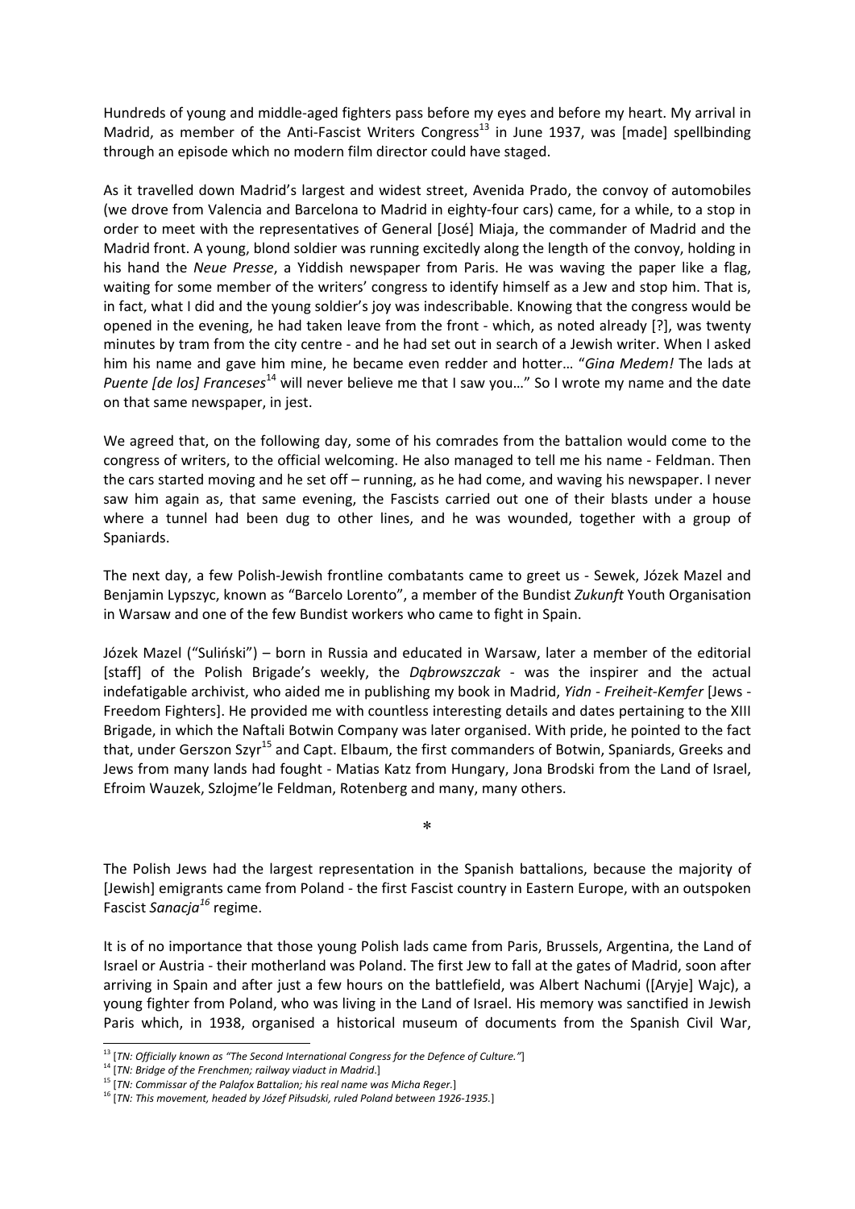Hundreds of young and middle-aged fighters pass before my eyes and before my heart. My arrival in Madrid, as member of the Anti-Fascist Writers Congress[13] in June 1937, was [made] spellbinding through an episode which no modern film director could have staged.

As it travelled down Madrid's largest and widest street, Avenida Prado, the convoy of automobiles (we drove from Valencia and Barcelona to Madrid in eighty-four cars) came, for a while, to a stop in order to meet with the representatives of General [José] Miaja, the commander of Madrid and the Madrid front. A young, blond soldier was running excitedly along the length of the convoy, holding in his hand the *Neue Presse*, a Yiddish newspaper from Paris. He was waving the paper like a flag, waiting for some member of the writers' congress to identify himself as a Jew and stop him. That is, in fact, what I did and the young soldier's joy was indescribable. Knowing that the congress would be opened in the evening, he had taken leave from the front - which, as noted already [?], was twenty minutes by tram from the city centre - and he had set out in search of a Jewish writer. When I asked him his name and gave him mine, he became even redder and hotter… "*Gina Medem!* The lads at *Puente [de los] Franceses*[14] will never believe me that I saw you…" So I wrote my name and the date on that same newspaper, in jest.

We agreed that, on the following day, some of his comrades from the battalion would come to the congress of writers, to the official welcoming. He also managed to tell me his name - Feldman. Then the cars started moving and he set off – running, as he had come, and waving his newspaper. I never saw him again as, that same evening, the Fascists carried out one of their blasts under a house where a tunnel had been dug to other lines, and he was wounded, together with a group of Spaniards.

The next day, a few Polish-Jewish frontline combatants came to greet us - Sewek, Józek Mazel and Benjamin Lypszyc, known as "Barcelo Lorento", a member of the Bundist *Zukunft* Youth Organisation in Warsaw and one of the few Bundist workers who came to fight in Spain.

Józek Mazel ("Suliński") – born in Russia and educated in Warsaw, later a member of the editorial [staff] of the Polish Brigade's weekly, the *Dąbrowszczak* - was the inspirer and the actual indefatigable archivist, who aided me in publishing my book in Madrid, *Yidn - Freiheit-Kemfer* [Jews - Freedom Fighters]. He provided me with countless interesting details and dates pertaining to the XIII Brigade, in which the Naftali Botwin Company was later organised. With pride, he pointed to the fact that, under Gerszon Szyr[15] and Capt. Elbaum, the first commanders of Botwin, Spaniards, Greeks and Jews from many lands had fought - Matias Katz from Hungary, Jona Brodski from the Land of Israel, Efroim Wauzek, Szlojme'le Feldman, Rotenberg and many, many others.

\*

The Polish Jews had the largest representation in the Spanish battalions, because the majority of [Jewish] emigrants came from Poland - the first Fascist country in Eastern Europe, with an outspoken Fascist *Sanacja*[16] regime.

It is of no importance that those young Polish lads came from Paris, Brussels, Argentina, the Land of Israel or Austria - their motherland was Poland. The first Jew to fall at the gates of Madrid, soon after arriving in Spain and after just a few hours on the battlefield, was Albert Nachumi ([Aryje] Wajc), a young fighter from Poland, who was living in the Land of Israel. His memory was sanctified in Jewish Paris which, in 1938, organised a historical museum of documents from the Spanish Civil War,

---

[13] [*TN: Officially known as "The Second International Congress for the Defence of Culture."*]

[14] [*TN: Bridge of the Frenchmen; railway viaduct in Madrid.*]

[15] [*TN: Commissar of the Palafox Battalion; his real name was Micha Reger.*]

[16] [*TN: This movement, headed by Józef Piłsudski, ruled Poland between 1926-1935.*]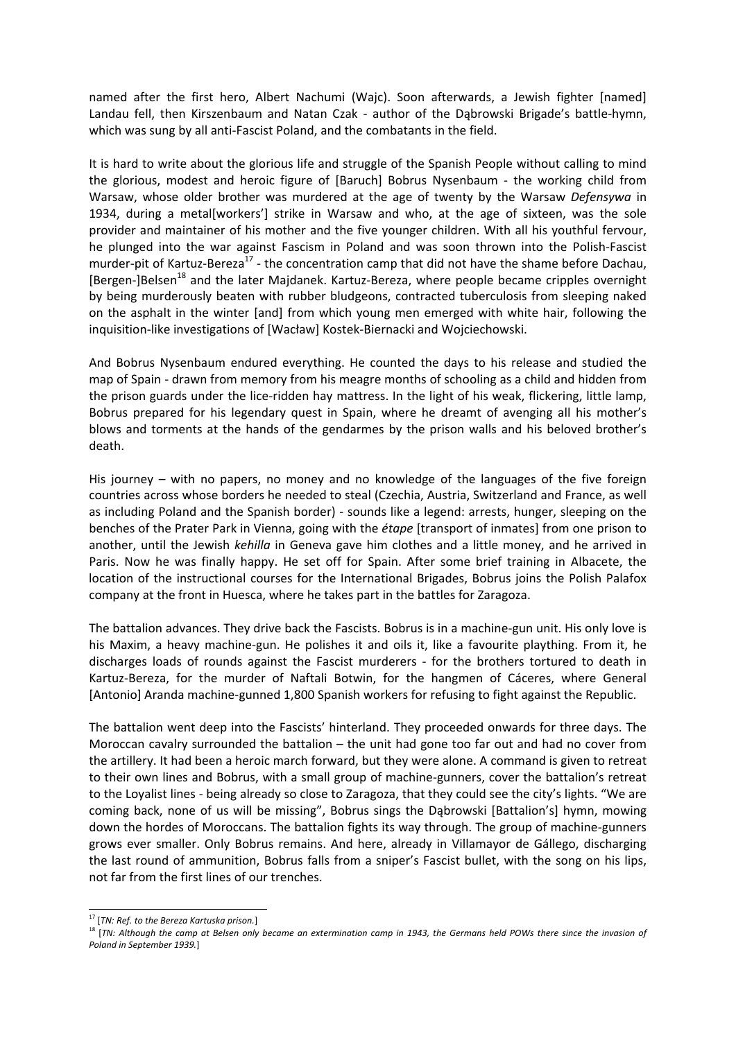named after the first hero, Albert Nachumi (Wajc). Soon afterwards, a Jewish fighter [named] Landau fell, then Kirszenbaum and Natan Czak - author of the Dąbrowski Brigade's battle-hymn, which was sung by all anti-Fascist Poland, and the combatants in the field.

It is hard to write about the glorious life and struggle of the Spanish People without calling to mind the glorious, modest and heroic figure of [Baruch] Bobrus Nysenbaum - the working child from Warsaw, whose older brother was murdered at the age of twenty by the Warsaw *Defensywa* in 1934, during a metal[workers'] strike in Warsaw and who, at the age of sixteen, was the sole provider and maintainer of his mother and the five younger children. With all his youthful fervour, he plunged into the war against Fascism in Poland and was soon thrown into the Polish-Fascist murder-pit of Kartuz-Bereza[17] - the concentration camp that did not have the shame before Dachau, [Bergen-]Belsen[18] and the later Majdanek. Kartuz-Bereza, where people became cripples overnight by being murderously beaten with rubber bludgeons, contracted tuberculosis from sleeping naked on the asphalt in the winter [and] from which young men emerged with white hair, following the inquisition-like investigations of [Wacław] Kostek-Biernacki and Wojciechowski.

And Bobrus Nysenbaum endured everything. He counted the days to his release and studied the map of Spain - drawn from memory from his meagre months of schooling as a child and hidden from the prison guards under the lice-ridden hay mattress. In the light of his weak, flickering, little lamp, Bobrus prepared for his legendary quest in Spain, where he dreamt of avenging all his mother's blows and torments at the hands of the gendarmes by the prison walls and his beloved brother's death.

His journey – with no papers, no money and no knowledge of the languages of the five foreign countries across whose borders he needed to steal (Czechia, Austria, Switzerland and France, as well as including Poland and the Spanish border) - sounds like a legend: arrests, hunger, sleeping on the benches of the Prater Park in Vienna, going with the *étape* [transport of inmates] from one prison to another, until the Jewish *kehilla* in Geneva gave him clothes and a little money, and he arrived in Paris. Now he was finally happy. He set off for Spain. After some brief training in Albacete, the location of the instructional courses for the International Brigades, Bobrus joins the Polish Palafox company at the front in Huesca, where he takes part in the battles for Zaragoza.

The battalion advances. They drive back the Fascists. Bobrus is in a machine-gun unit. His only love is his Maxim, a heavy machine-gun. He polishes it and oils it, like a favourite plaything. From it, he discharges loads of rounds against the Fascist murderers - for the brothers tortured to death in Kartuz-Bereza, for the murder of Naftali Botwin, for the hangmen of Cáceres, where General [Antonio] Aranda machine-gunned 1,800 Spanish workers for refusing to fight against the Republic.

The battalion went deep into the Fascists' hinterland. They proceeded onwards for three days. The Moroccan cavalry surrounded the battalion – the unit had gone too far out and had no cover from the artillery. It had been a heroic march forward, but they were alone. A command is given to retreat to their own lines and Bobrus, with a small group of machine-gunners, cover the battalion's retreat to the Loyalist lines - being already so close to Zaragoza, that they could see the city's lights. "We are coming back, none of us will be missing", Bobrus sings the Dąbrowski [Battalion's] hymn, mowing down the hordes of Moroccans. The battalion fights its way through. The group of machine-gunners grows ever smaller. Only Bobrus remains. And here, already in Villamayor de Gállego, discharging the last round of ammunition, Bobrus falls from a sniper's Fascist bullet, with the song on his lips, not far from the first lines of our trenches.

---

[17] [*TN: Ref. to the Bereza Kartuska prison.*]

[18] [*TN: Although the camp at Belsen only became an extermination camp in 1943, the Germans held POWs there since the invasion of Poland in September 1939.*]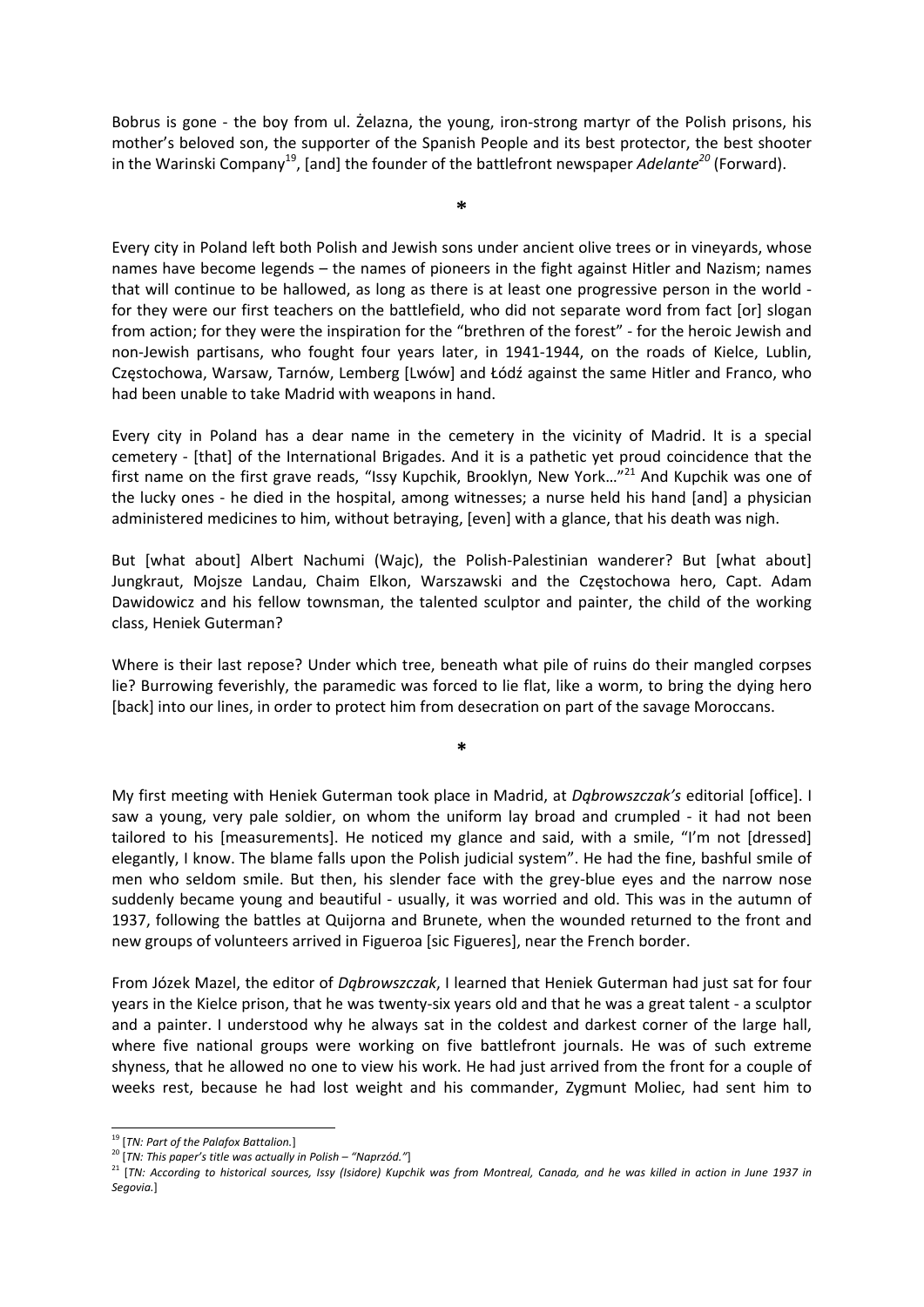Bobrus is gone - the boy from ul. Żelazna, the young, iron-strong martyr of the Polish prisons, his mother's beloved son, the supporter of the Spanish People and its best protector, the best shooter in the Warinski Company[19], [and] the founder of the battlefront newspaper *Adelante*[20] (Forward).

*

Every city in Poland left both Polish and Jewish sons under ancient olive trees or in vineyards, whose names have become legends – the names of pioneers in the fight against Hitler and Nazism; names that will continue to be hallowed, as long as there is at least one progressive person in the world - for they were our first teachers on the battlefield, who did not separate word from fact [or] slogan from action; for they were the inspiration for the "brethren of the forest" - for the heroic Jewish and non-Jewish partisans, who fought four years later, in 1941-1944, on the roads of Kielce, Lublin, Częstochowa, Warsaw, Tarnów, Lemberg [Lwów] and Łódź against the same Hitler and Franco, who had been unable to take Madrid with weapons in hand.

Every city in Poland has a dear name in the cemetery in the vicinity of Madrid. It is a special cemetery - [that] of the International Brigades. And it is a pathetic yet proud coincidence that the first name on the first grave reads, "Issy Kupchik, Brooklyn, New York…"[21] And Kupchik was one of the lucky ones - he died in the hospital, among witnesses; a nurse held his hand [and] a physician administered medicines to him, without betraying, [even] with a glance, that his death was nigh.

But [what about] Albert Nachumi (Wajc), the Polish-Palestinian wanderer? But [what about] Jungkraut, Mojsze Landau, Chaim Elkon, Warszawski and the Częstochowa hero, Capt. Adam Dawidowicz and his fellow townsman, the talented sculptor and painter, the child of the working class, Heniek Guterman?

Where is their last repose? Under which tree, beneath what pile of ruins do their mangled corpses lie? Burrowing feverishly, the paramedic was forced to lie flat, like a worm, to bring the dying hero [back] into our lines, in order to protect him from desecration on part of the savage Moroccans.

*

My first meeting with Heniek Guterman took place in Madrid, at *Dąbrowszczak's* editorial [office]. I saw a young, very pale soldier, on whom the uniform lay broad and crumpled - it had not been tailored to his [measurements]. He noticed my glance and said, with a smile, "I'm not [dressed] elegantly, I know. The blame falls upon the Polish judicial system". He had the fine, bashful smile of men who seldom smile. But then, his slender face with the grey-blue eyes and the narrow nose suddenly became young and beautiful - usually, it was worried and old. This was in the autumn of 1937, following the battles at Quijorna and Brunete, when the wounded returned to the front and new groups of volunteers arrived in Figueroa [sic Figueres], near the French border.

From Józek Mazel, the editor of *Dąbrowszczak*, I learned that Heniek Guterman had just sat for four years in the Kielce prison, that he was twenty-six years old and that he was a great talent - a sculptor and a painter. I understood why he always sat in the coldest and darkest corner of the large hall, where five national groups were working on five battlefront journals. He was of such extreme shyness, that he allowed no one to view his work. He had just arrived from the front for a couple of weeks rest, because he had lost weight and his commander, Zygmunt Moliec, had sent him to

---

[19] [*TN: Part of the Palafox Battalion.*]

[20] [*TN: This paper's title was actually in Polish – "Naprzód."*]

[21] [*TN: According to historical sources, Issy (Isidore) Kupchik was from Montreal, Canada, and he was killed in action in June 1937 in Segovia.*]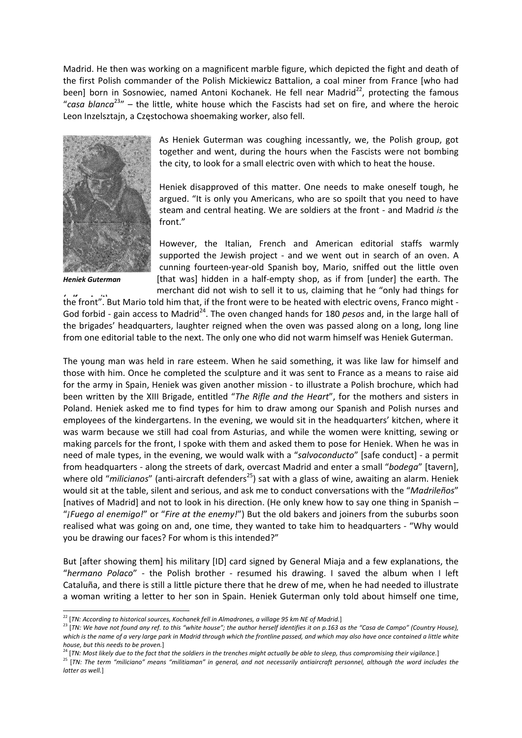Madrid. He then was working on a magnificent marble figure, which depicted the fight and death of the first Polish commander of the Polish Mickiewicz Battalion, a coal miner from France [who had been] born in Sosnowiec, named Antoni Kochanek. He fell near Madrid[22], protecting the famous "*casa blanca*[23]" – the little, white house which the Fascists had set on fire, and where the heroic Leon Inzelsztajn, a Częstochowa shoemaking worker, also fell.

*Heniek Guterman*

As Heniek Guterman was coughing incessantly, we, the Polish group, got together and went, during the hours when the Fascists were not bombing the city, to look for a small electric oven with which to heat the house.

Heniek disapproved of this matter. One needs to make oneself tough, he argued. "It is only you Americans, who are so spoilt that you need to have steam and central heating. We are soldiers at the front - and Madrid *is* the front."

However, the Italian, French and American editorial staffs warmly supported the Jewish project - and we went out in search of an oven. A cunning fourteen-year-old Spanish boy, Mario, sniffed out the little oven [that was] hidden in a half-empty shop, as if from [under] the earth. The merchant did not wish to sell it to us, claiming that he "only had things for the front". But Mario told him that, if the front were to be heated with electric ovens, Franco might - God forbid - gain access to Madrid[24]. The oven changed hands for 180 *pesos* and, in the large hall of the brigades' headquarters, laughter reigned when the oven was passed along on a long, long line from one editorial table to the next. The only one who did not warm himself was Heniek Guterman.

The young man was held in rare esteem. When he said something, it was like law for himself and those with him. Once he completed the sculpture and it was sent to France as a means to raise aid for the army in Spain, Heniek was given another mission - to illustrate a Polish brochure, which had been written by the XIII Brigade, entitled "*The Rifle and the Heart*", for the mothers and sisters in Poland. Heniek asked me to find types for him to draw among our Spanish and Polish nurses and employees of the kindergartens. In the evening, we would sit in the headquarters' kitchen, where it was warm because we still had coal from Asturias, and while the women were knitting, sewing or making parcels for the front, I spoke with them and asked them to pose for Heniek. When he was in need of male types, in the evening, we would walk with a "*salvoconducto*" [safe conduct] - a permit from headquarters - along the streets of dark, overcast Madrid and enter a small "*bodega*" [tavern], where old "*milicianos*" (anti-aircraft defenders[25]) sat with a glass of wine, awaiting an alarm. Heniek would sit at the table, silent and serious, and ask me to conduct conversations with the "*Madrileños*" [natives of Madrid] and not to look in his direction. (He only knew how to say one thing in Spanish – "*¡Fuego al enemigo!*" or "*Fire at the enemy!*") But the old bakers and joiners from the suburbs soon realised what was going on and, one time, they wanted to take him to headquarters - "Why would you be drawing our faces? For whom is this intended?"

But [after showing them] his military [ID] card signed by General Miaja and a few explanations, the "*hermano Polaco*" - the Polish brother - resumed his drawing. I saved the album when I left Cataluña, and there is still a little picture there that he drew of me, when he had needed to illustrate a woman writing a letter to her son in Spain. Heniek Guterman only told about himself one time,

---

[22] [*TN: According to historical sources, Kochanek fell in Almadrones, a village 95 km NE of Madrid.*]

[23] [*TN: We have not found any ref. to this "white house"; the author herself identifies it on p.163 as the "Casa de Campo" (Country House), which is the name of a very large park in Madrid through which the frontline passed, and which may also have once contained a little white house, but this needs to be proven.*]

[24] [*TN: Most likely due to the fact that the soldiers in the trenches might actually be able to sleep, thus compromising their vigilance.*]

[25] [*TN: The term "miliciano" means "militiaman" in general, and not necessarily antiaircraft personnel, although the word includes the latter as well.*]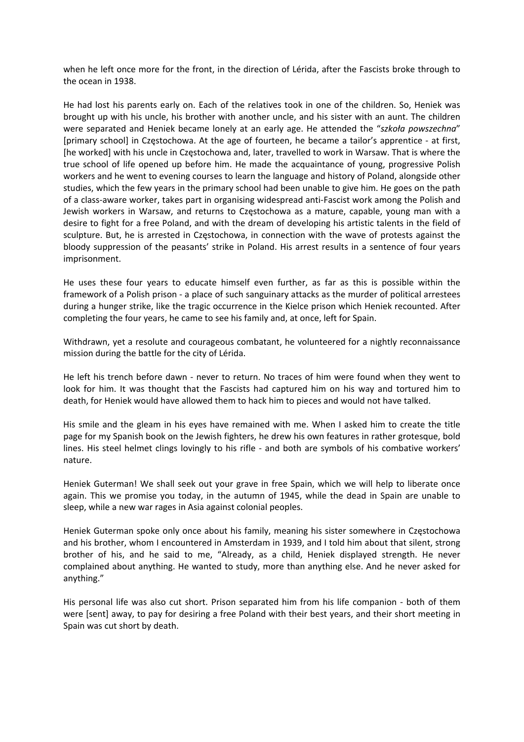when he left once more for the front, in the direction of Lérida, after the Fascists broke through to the ocean in 1938.

He had lost his parents early on. Each of the relatives took in one of the children. So, Heniek was brought up with his uncle, his brother with another uncle, and his sister with an aunt. The children were separated and Heniek became lonely at an early age. He attended the "*szkoła powszechna*" [primary school] in Częstochowa. At the age of fourteen, he became a tailor's apprentice - at first, [he worked] with his uncle in Częstochowa and, later, travelled to work in Warsaw. That is where the true school of life opened up before him. He made the acquaintance of young, progressive Polish workers and he went to evening courses to learn the language and history of Poland, alongside other studies, which the few years in the primary school had been unable to give him. He goes on the path of a class-aware worker, takes part in organising widespread anti-Fascist work among the Polish and Jewish workers in Warsaw, and returns to Częstochowa as a mature, capable, young man with a desire to fight for a free Poland, and with the dream of developing his artistic talents in the field of sculpture. But, he is arrested in Częstochowa, in connection with the wave of protests against the bloody suppression of the peasants' strike in Poland. His arrest results in a sentence of four years imprisonment.

He uses these four years to educate himself even further, as far as this is possible within the framework of a Polish prison - a place of such sanguinary attacks as the murder of political arrestees during a hunger strike, like the tragic occurrence in the Kielce prison which Heniek recounted. After completing the four years, he came to see his family and, at once, left for Spain.

Withdrawn, yet a resolute and courageous combatant, he volunteered for a nightly reconnaissance mission during the battle for the city of Lérida.

He left his trench before dawn - never to return. No traces of him were found when they went to look for him. It was thought that the Fascists had captured him on his way and tortured him to death, for Heniek would have allowed them to hack him to pieces and would not have talked.

His smile and the gleam in his eyes have remained with me. When I asked him to create the title page for my Spanish book on the Jewish fighters, he drew his own features in rather grotesque, bold lines. His steel helmet clings lovingly to his rifle - and both are symbols of his combative workers' nature.

Heniek Guterman! We shall seek out your grave in free Spain, which we will help to liberate once again. This we promise you today, in the autumn of 1945, while the dead in Spain are unable to sleep, while a new war rages in Asia against colonial peoples.

Heniek Guterman spoke only once about his family, meaning his sister somewhere in Częstochowa and his brother, whom I encountered in Amsterdam in 1939, and I told him about that silent, strong brother of his, and he said to me, "Already, as a child, Heniek displayed strength. He never complained about anything. He wanted to study, more than anything else. And he never asked for anything."

His personal life was also cut short. Prison separated him from his life companion - both of them were [sent] away, to pay for desiring a free Poland with their best years, and their short meeting in Spain was cut short by death.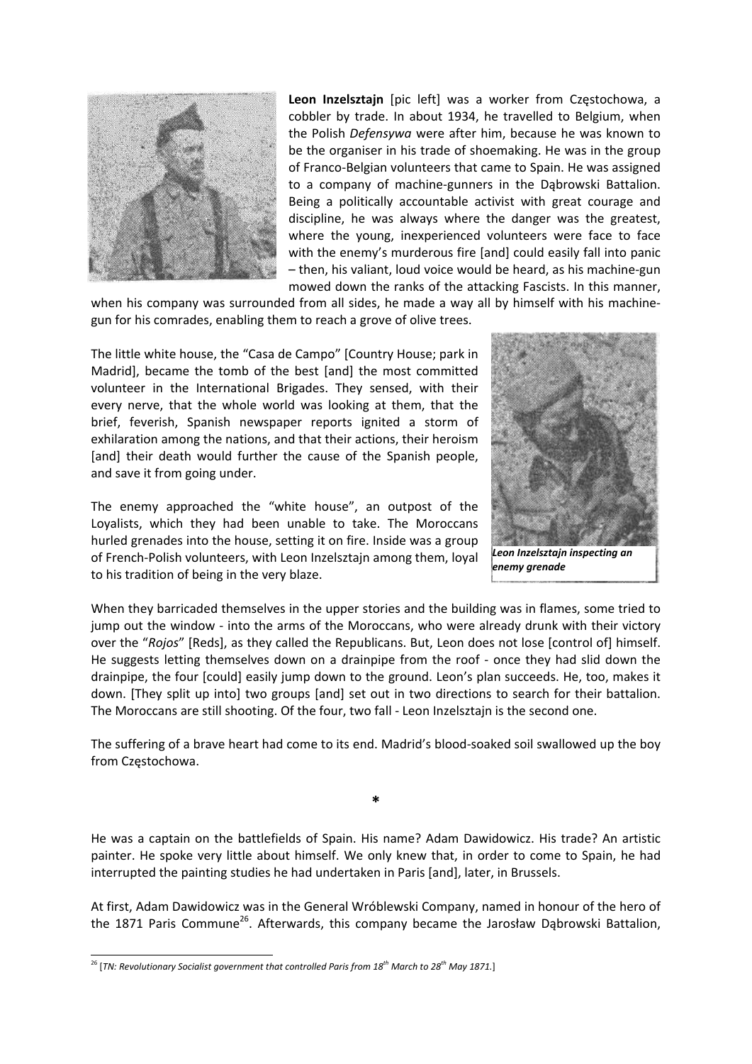**Leon Inzelsztajn** [pic left] was a worker from Częstochowa, a cobbler by trade. In about 1934, he travelled to Belgium, when the Polish *Defensywa* were after him, because he was known to be the organiser in his trade of shoemaking. He was in the group of Franco-Belgian volunteers that came to Spain. He was assigned to a company of machine-gunners in the Dąbrowski Battalion. Being a politically accountable activist with great courage and discipline, he was always where the danger was the greatest, where the young, inexperienced volunteers were face to face with the enemy's murderous fire [and] could easily fall into panic – then, his valiant, loud voice would be heard, as his machine-gun mowed down the ranks of the attacking Fascists. In this manner, when his company was surrounded from all sides, he made a way all by himself with his machine-gun for his comrades, enabling them to reach a grove of olive trees.

The little white house, the "Casa de Campo" [Country House; park in Madrid], became the tomb of the best [and] the most committed volunteer in the International Brigades. They sensed, with their every nerve, that the whole world was looking at them, that the brief, feverish, Spanish newspaper reports ignited a storm of exhilaration among the nations, and that their actions, their heroism [and] their death would further the cause of the Spanish people, and save it from going under.

The enemy approached the "white house", an outpost of the Loyalists, which they had been unable to take. The Moroccans hurled grenades into the house, setting it on fire. Inside was a group of French-Polish volunteers, with Leon Inzelsztajn among them, loyal to his tradition of being in the very blaze.

***Leon Inzelsztajn inspecting an enemy grenade***

When they barricaded themselves in the upper stories and the building was in flames, some tried to jump out the window - into the arms of the Moroccans, who were already drunk with their victory over the "*Rojos*" [Reds], as they called the Republicans. But, Leon does not lose [control of] himself. He suggests letting themselves down on a drainpipe from the roof - once they had slid down the drainpipe, the four [could] easily jump down to the ground. Leon's plan succeeds. He, too, makes it down. [They split up into] two groups [and] set out in two directions to search for their battalion. The Moroccans are still shooting. Of the four, two fall - Leon Inzelsztajn is the second one.

The suffering of a brave heart had come to its end. Madrid's blood-soaked soil swallowed up the boy from Częstochowa.

*

He was a captain on the battlefields of Spain. His name? Adam Dawidowicz. His trade? An artistic painter. He spoke very little about himself. We only knew that, in order to come to Spain, he had interrupted the painting studies he had undertaken in Paris [and], later, in Brussels.

At first, Adam Dawidowicz was in the General Wróblewski Company, named in honour of the hero of the 1871 Paris Commune[26]. Afterwards, this company became the Jarosław Dąbrowski Battalion,

[26] [*TN: Revolutionary Socialist government that controlled Paris from 18th March to 28th May 1871.*]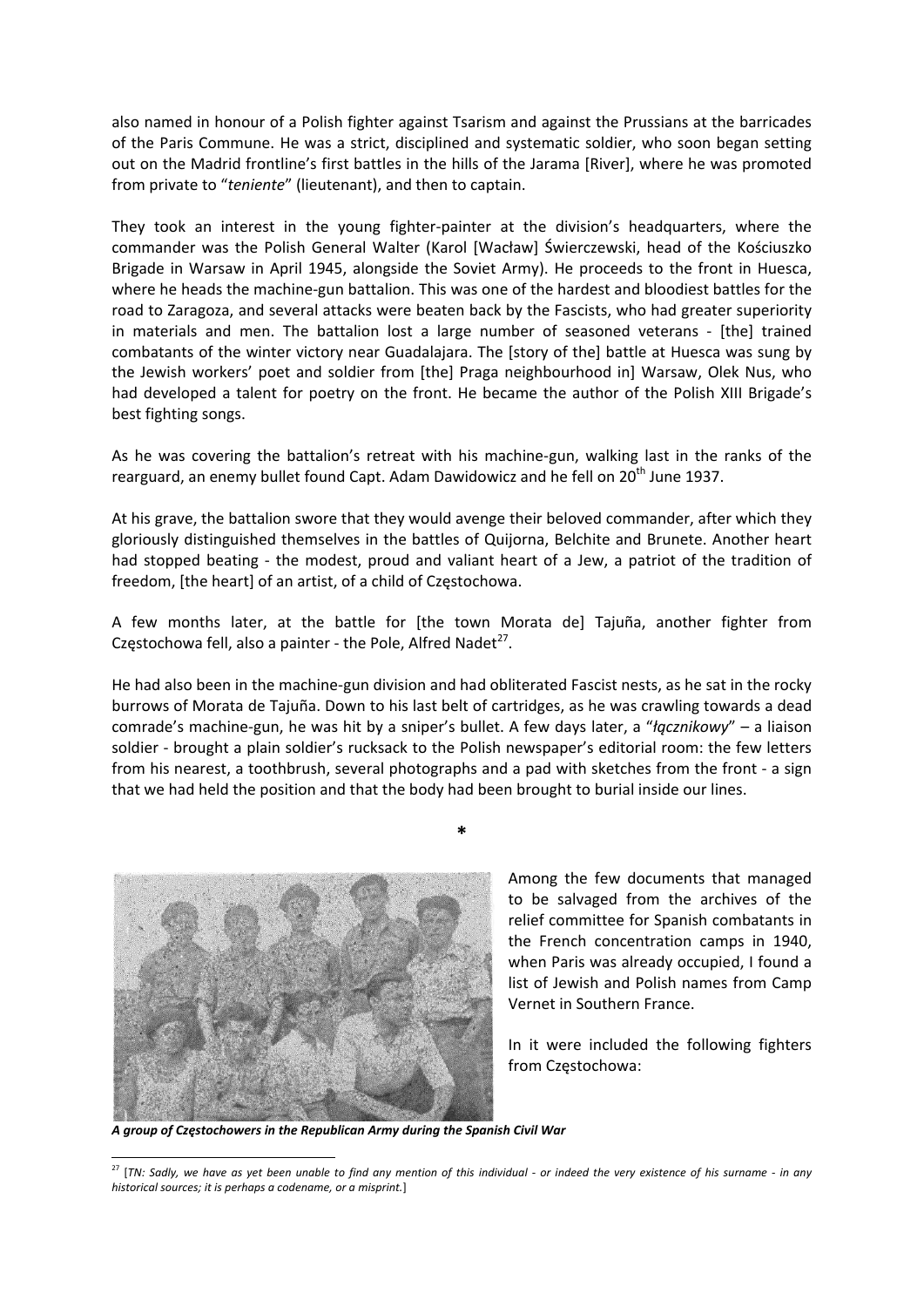also named in honour of a Polish fighter against Tsarism and against the Prussians at the barricades of the Paris Commune. He was a strict, disciplined and systematic soldier, who soon began setting out on the Madrid frontline's first battles in the hills of the Jarama [River], where he was promoted from private to "*teniente*" (lieutenant), and then to captain.

They took an interest in the young fighter-painter at the division's headquarters, where the commander was the Polish General Walter (Karol [Wacław] Świerczewski, head of the Kościuszko Brigade in Warsaw in April 1945, alongside the Soviet Army). He proceeds to the front in Huesca, where he heads the machine-gun battalion. This was one of the hardest and bloodiest battles for the road to Zaragoza, and several attacks were beaten back by the Fascists, who had greater superiority in materials and men. The battalion lost a large number of seasoned veterans - [the] trained combatants of the winter victory near Guadalajara. The [story of the] battle at Huesca was sung by the Jewish workers' poet and soldier from [the] Praga neighbourhood in] Warsaw, Olek Nus, who had developed a talent for poetry on the front. He became the author of the Polish XIII Brigade's best fighting songs.

As he was covering the battalion's retreat with his machine-gun, walking last in the ranks of the rearguard, an enemy bullet found Capt. Adam Dawidowicz and he fell on 20th June 1937.

At his grave, the battalion swore that they would avenge their beloved commander, after which they gloriously distinguished themselves in the battles of Quijorna, Belchite and Brunete. Another heart had stopped beating - the modest, proud and valiant heart of a Jew, a patriot of the tradition of freedom, [the heart] of an artist, of a child of Częstochowa.

A few months later, at the battle for [the town Morata de] Tajuña, another fighter from Częstochowa fell, also a painter - the Pole, Alfred Nadet[27].

He had also been in the machine-gun division and had obliterated Fascist nests, as he sat in the rocky burrows of Morata de Tajuña. Down to his last belt of cartridges, as he was crawling towards a dead comrade's machine-gun, he was hit by a sniper's bullet. A few days later, a "*łącznikowy*" – a liaison soldier - brought a plain soldier's rucksack to the Polish newspaper's editorial room: the few letters from his nearest, a toothbrush, several photographs and a pad with sketches from the front - a sign that we had held the position and that the body had been brought to burial inside our lines.

*

Among the few documents that managed to be salvaged from the archives of the relief committee for Spanish combatants in the French concentration camps in 1940, when Paris was already occupied, I found a list of Jewish and Polish names from Camp Vernet in Southern France.

In it were included the following fighters from Częstochowa:

***A group of Częstochowers in the Republican Army during the Spanish Civil War***

[27] [*TN: Sadly, we have as yet been unable to find any mention of this individual - or indeed the very existence of his surname - in any historical sources; it is perhaps a codename, or a misprint.*]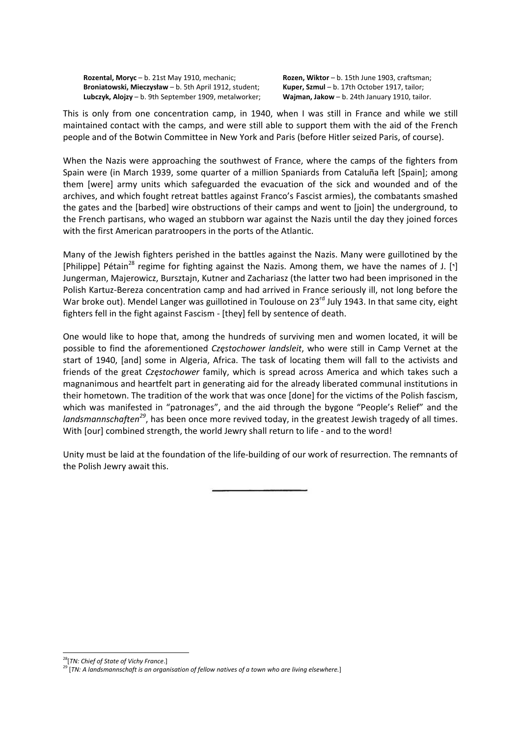**Rozental, Moryc** – b. 21st May 1910, mechanic;
**Broniatowski, Mieczysław** – b. 5th April 1912, student;
**Lubczyk, Alojzy** – b. 9th September 1909, metalworker;
**Rozen, Wiktor** – b. 15th June 1903, craftsman;
**Kuper, Szmul** – b. 17th October 1917, tailor;
**Wajman, Jakow** – b. 24th January 1910, tailor.

This is only from one concentration camp, in 1940, when I was still in France and while we still maintained contact with the camps, and were still able to support them with the aid of the French people and of the Botwin Committee in New York and Paris (before Hitler seized Paris, of course).

When the Nazis were approaching the southwest of France, where the camps of the fighters from Spain were (in March 1939, some quarter of a million Spaniards from Cataluña left [Spain]; among them [were] army units which safeguarded the evacuation of the sick and wounded and of the archives, and which fought retreat battles against Franco's Fascist armies), the combatants smashed the gates and the [barbed] wire obstructions of their camps and went to [join] the underground, to the French partisans, who waged an stubborn war against the Nazis until the day they joined forces with the first American paratroopers in the ports of the Atlantic.

Many of the Jewish fighters perished in the battles against the Nazis. Many were guillotined by the [Philippe] Pétain[28] regime for fighting against the Nazis. Among them, we have the names of J. [י] Jungerman, Majerowicz, Bursztajn, Kutner and Zachariasz (the latter two had been imprisoned in the Polish Kartuz-Bereza concentration camp and had arrived in France seriously ill, not long before the War broke out). Mendel Langer was guillotined in Toulouse on 23rd July 1943. In that same city, eight fighters fell in the fight against Fascism - [they] fell by sentence of death.

One would like to hope that, among the hundreds of surviving men and women located, it will be possible to find the aforementioned *Częstochower landsleit*, who were still in Camp Vernet at the start of 1940, [and] some in Algeria, Africa. The task of locating them will fall to the activists and friends of the great *Częstochower* family, which is spread across America and which takes such a magnanimous and heartfelt part in generating aid for the already liberated communal institutions in their hometown. The tradition of the work that was once [done] for the victims of the Polish fascism, which was manifested in "patronages", and the aid through the bygone "People's Relief" and the *landsmannschaften*[29], has been once more revived today, in the greatest Jewish tragedy of all times. With [our] combined strength, the world Jewry shall return to life - and to the word!

Unity must be laid at the foundation of the life-building of our work of resurrection. The remnants of the Polish Jewry await this.

---

[28] [*TN: Chief of State of Vichy France*.]

[29] [*TN: A landsmannschaft is an organisation of fellow natives of a town who are living elsewhere.*]